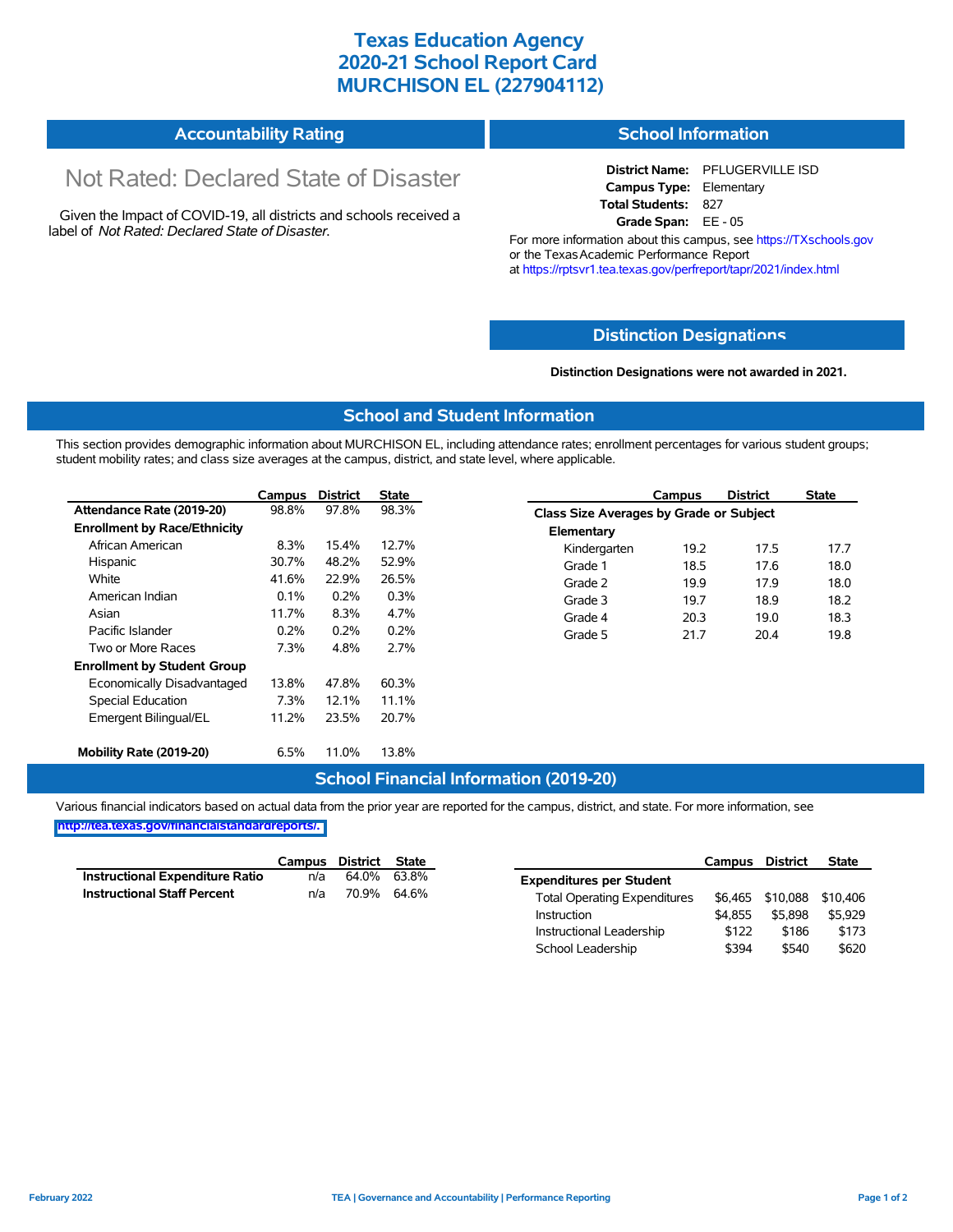# Texas Education Agency
# 2020-21 School Report Card
# MURCHISON EL (227904112)

## Accountability Rating

Not Rated: Declared State of Disaster

Given the Impact of COVID-19, all districts and schools received a label of *Not Rated: Declared State of Disaster*.

## School Information

**District Name:** PFLUGERVILLE ISD
**Campus Type:** Elementary
**Total Students:** 827
**Grade Span:** EE - 05

For more information about this campus, see https://TXschools.gov or the Texas Academic Performance Report at https://rptsvr1.tea.texas.gov/perfreport/tapr/2021/index.html

## Distinction Designations

**Distinction Designations were not awarded in 2021.**

## School and Student Information

This section provides demographic information about MURCHISON EL, including attendance rates; enrollment percentages for various student groups; student mobility rates; and class size averages at the campus, district, and state level, where applicable.

| | Campus | District | State |
|---|---|---|---|
| **Attendance Rate (2019-20)** | 98.8% | 97.8% | 98.3% |
| **Enrollment by Race/Ethnicity** | | | |
| African American | 8.3% | 15.4% | 12.7% |
| Hispanic | 30.7% | 48.2% | 52.9% |
| White | 41.6% | 22.9% | 26.5% |
| American Indian | 0.1% | 0.2% | 0.3% |
| Asian | 11.7% | 8.3% | 4.7% |
| Pacific Islander | 0.2% | 0.2% | 0.2% |
| Two or More Races | 7.3% | 4.8% | 2.7% |
| **Enrollment by Student Group** | | | |
| Economically Disadvantaged | 13.8% | 47.8% | 60.3% |
| Special Education | 7.3% | 12.1% | 11.1% |
| Emergent Bilingual/EL | 11.2% | 23.5% | 20.7% |
| **Mobility Rate (2019-20)** | 6.5% | 11.0% | 13.8% |

| | Campus | District | State |
|---|---|---|---|
| **Class Size Averages by Grade or Subject** | | | |
| **Elementary** | | | |
| Kindergarten | 19.2 | 17.5 | 17.7 |
| Grade 1 | 18.5 | 17.6 | 18.0 |
| Grade 2 | 19.9 | 17.9 | 18.0 |
| Grade 3 | 19.7 | 18.9 | 18.2 |
| Grade 4 | 20.3 | 19.0 | 18.3 |
| Grade 5 | 21.7 | 20.4 | 19.8 |

## School Financial Information (2019-20)

Various financial indicators based on actual data from the prior year are reported for the campus, district, and state. For more information, see http://tea.texas.gov/financialstandardreports/.

| | Campus | District | State |
|---|---|---|---|
| **Instructional Expenditure Ratio** | n/a | 64.0% | 63.8% |
| **Instructional Staff Percent** | n/a | 70.9% | 64.6% |

| | Campus | District | State |
|---|---|---|---|
| **Expenditures per Student** | | | |
| Total Operating Expenditures | $6,465 | $10,088 | $10,406 |
| Instruction | $4,855 | $5,898 | $5,929 |
| Instructional Leadership | $122 | $186 | $173 |
| School Leadership | $394 | $540 | $620 |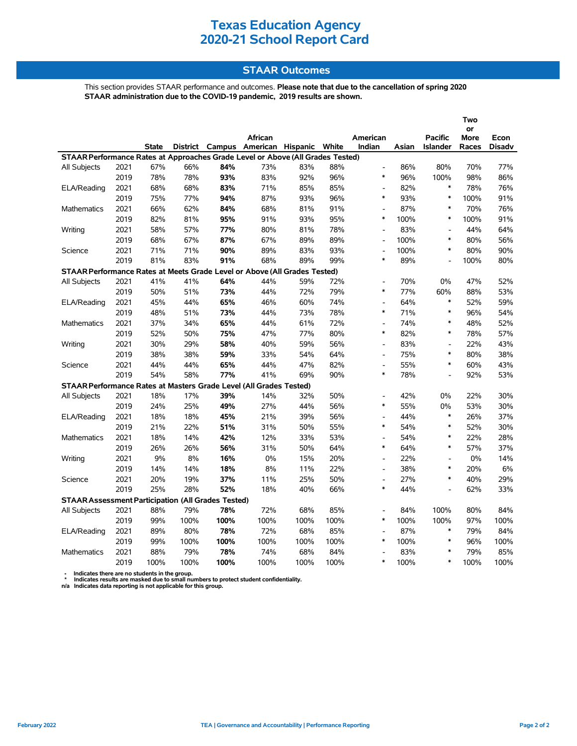# Texas Education Agency
# 2020-21 School Report Card

## STAAR Outcomes

This section provides STAAR performance and outcomes. **Please note that due to the cancellation of spring 2020 STAAR administration due to the COVID-19 pandemic, 2019 results are shown.**

| | | State | District | Campus | African American | Hispanic | White | American Indian | Asian | Pacific Islander | Two or More Races | Econ Disadv |
|---|---|---|---|---|---|---|---|---|---|---|---|---|
| **STAAR Performance Rates at Approaches Grade Level or Above (All Grades Tested)** | | | | | | | | | | | | |
| All Subjects | 2021 | 67% | 66% | **84%** | 73% | 83% | 88% | - | 86% | 80% | 70% | 77% |
| | 2019 | 78% | 78% | **93%** | 83% | 92% | 96% | * | 96% | 100% | 98% | 86% |
| ELA/Reading | 2021 | 68% | 68% | **83%** | 71% | 85% | 85% | - | 82% | * | 78% | 76% |
| | 2019 | 75% | 77% | **94%** | 87% | 93% | 96% | * | 93% | * | 100% | 91% |
| Mathematics | 2021 | 66% | 62% | **84%** | 68% | 81% | 91% | - | 87% | * | 70% | 76% |
| | 2019 | 82% | 81% | **95%** | 91% | 93% | 95% | * | 100% | * | 100% | 91% |
| Writing | 2021 | 58% | 57% | **77%** | 80% | 81% | 78% | - | 83% | - | 44% | 64% |
| | 2019 | 68% | 67% | **87%** | 67% | 89% | 89% | - | 100% | * | 80% | 56% |
| Science | 2021 | 71% | 71% | **90%** | 89% | 83% | 93% | - | 100% | * | 80% | 90% |
| | 2019 | 81% | 83% | **91%** | 68% | 89% | 99% | * | 89% | - | 100% | 80% |
| **STAAR Performance Rates at Meets Grade Level or Above (All Grades Tested)** | | | | | | | | | | | | |
| All Subjects | 2021 | 41% | 41% | **64%** | 44% | 59% | 72% | - | 70% | 0% | 47% | 52% |
| | 2019 | 50% | 51% | **73%** | 44% | 72% | 79% | * | 77% | 60% | 88% | 53% |
| ELA/Reading | 2021 | 45% | 44% | **65%** | 46% | 60% | 74% | - | 64% | * | 52% | 59% |
| | 2019 | 48% | 51% | **73%** | 44% | 73% | 78% | * | 71% | * | 96% | 54% |
| Mathematics | 2021 | 37% | 34% | **65%** | 44% | 61% | 72% | - | 74% | * | 48% | 52% |
| | 2019 | 52% | 50% | **75%** | 47% | 77% | 80% | * | 82% | * | 78% | 57% |
| Writing | 2021 | 30% | 29% | **58%** | 40% | 59% | 56% | - | 83% | - | 22% | 43% |
| | 2019 | 38% | 38% | **59%** | 33% | 54% | 64% | - | 75% | * | 80% | 38% |
| Science | 2021 | 44% | 44% | **65%** | 44% | 47% | 82% | - | 55% | * | 60% | 43% |
| | 2019 | 54% | 58% | **77%** | 41% | 69% | 90% | * | 78% | - | 92% | 53% |
| **STAAR Performance Rates at Masters Grade Level (All Grades Tested)** | | | | | | | | | | | | |
| All Subjects | 2021 | 18% | 17% | **39%** | 14% | 32% | 50% | - | 42% | 0% | 22% | 30% |
| | 2019 | 24% | 25% | **49%** | 27% | 44% | 56% | * | 55% | 0% | 53% | 30% |
| ELA/Reading | 2021 | 18% | 18% | **45%** | 21% | 39% | 56% | - | 44% | * | 26% | 37% |
| | 2019 | 21% | 22% | **51%** | 31% | 50% | 55% | * | 54% | * | 52% | 30% |
| Mathematics | 2021 | 18% | 14% | **42%** | 12% | 33% | 53% | - | 54% | * | 22% | 28% |
| | 2019 | 26% | 26% | **56%** | 31% | 50% | 64% | * | 64% | * | 57% | 37% |
| Writing | 2021 | 9% | 8% | **16%** | 0% | 15% | 20% | - | 22% | - | 0% | 14% |
| | 2019 | 14% | 14% | **18%** | 8% | 11% | 22% | - | 38% | * | 20% | 6% |
| Science | 2021 | 20% | 19% | **37%** | 11% | 25% | 50% | - | 27% | * | 40% | 29% |
| | 2019 | 25% | 28% | **52%** | 18% | 40% | 66% | * | 44% | - | 62% | 33% |
| **STAAR Assessment Participation (All Grades Tested)** | | | | | | | | | | | | |
| All Subjects | 2021 | 88% | 79% | **78%** | 72% | 68% | 85% | - | 84% | 100% | 80% | 84% |
| | 2019 | 99% | 100% | **100%** | 100% | 100% | 100% | * | 100% | 100% | 97% | 100% |
| ELA/Reading | 2021 | 89% | 80% | **78%** | 72% | 68% | 85% | - | 87% | * | 79% | 84% |
| | 2019 | 99% | 100% | **100%** | 100% | 100% | 100% | * | 100% | * | 96% | 100% |
| Mathematics | 2021 | 88% | 79% | **78%** | 74% | 68% | 84% | - | 83% | * | 79% | 85% |
| | 2019 | 100% | 100% | **100%** | 100% | 100% | 100% | * | 100% | * | 100% | 100% |

- Indicates there are no students in the group.
* Indicates results are masked due to small numbers to protect student confidentiality.
n/a Indicates data reporting is not applicable for this group.